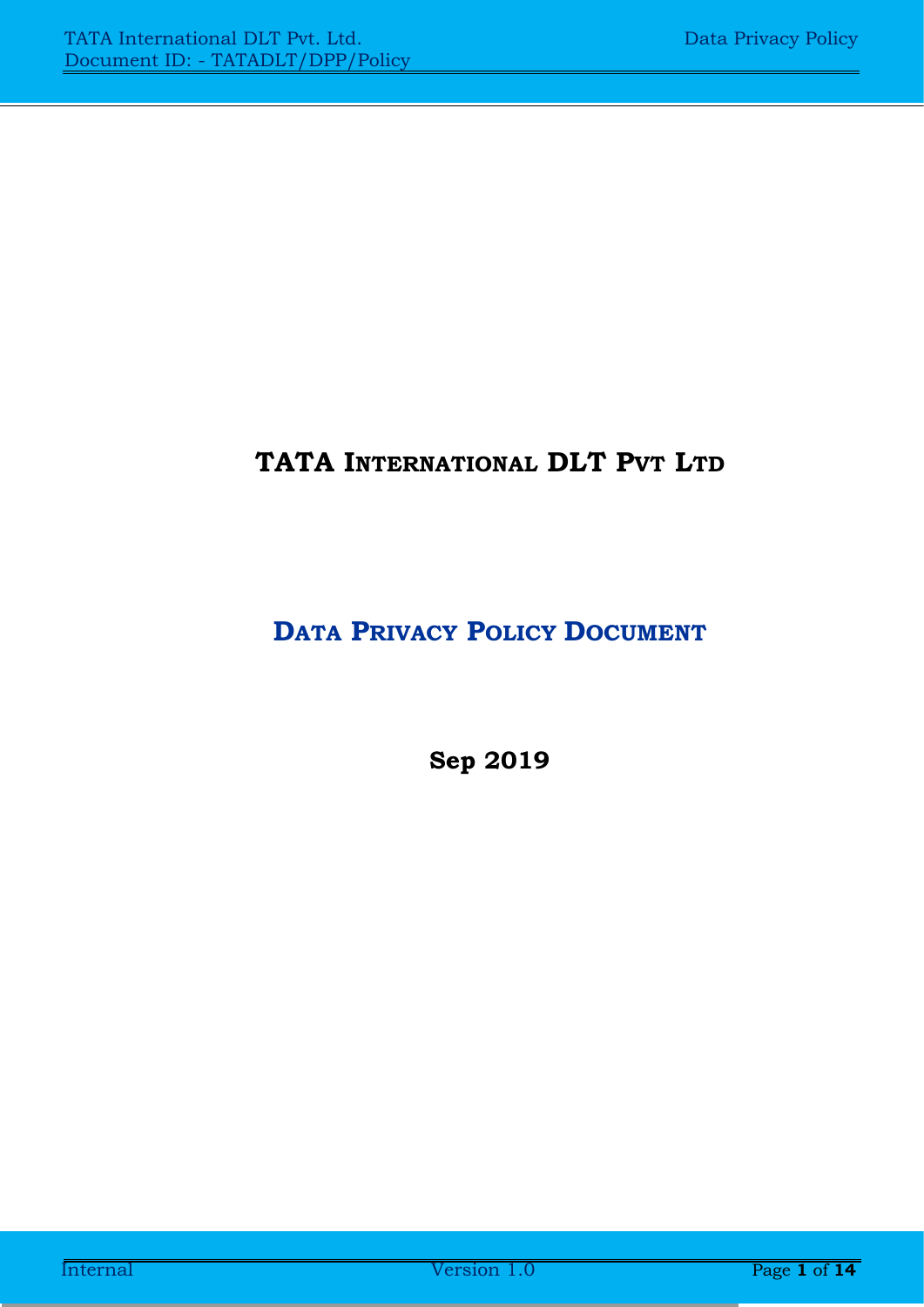# TATA INTERNATIONAL DLT PVT LTD

## DATA PRIVACY POLICY DOCUMENT

**Sep 2019**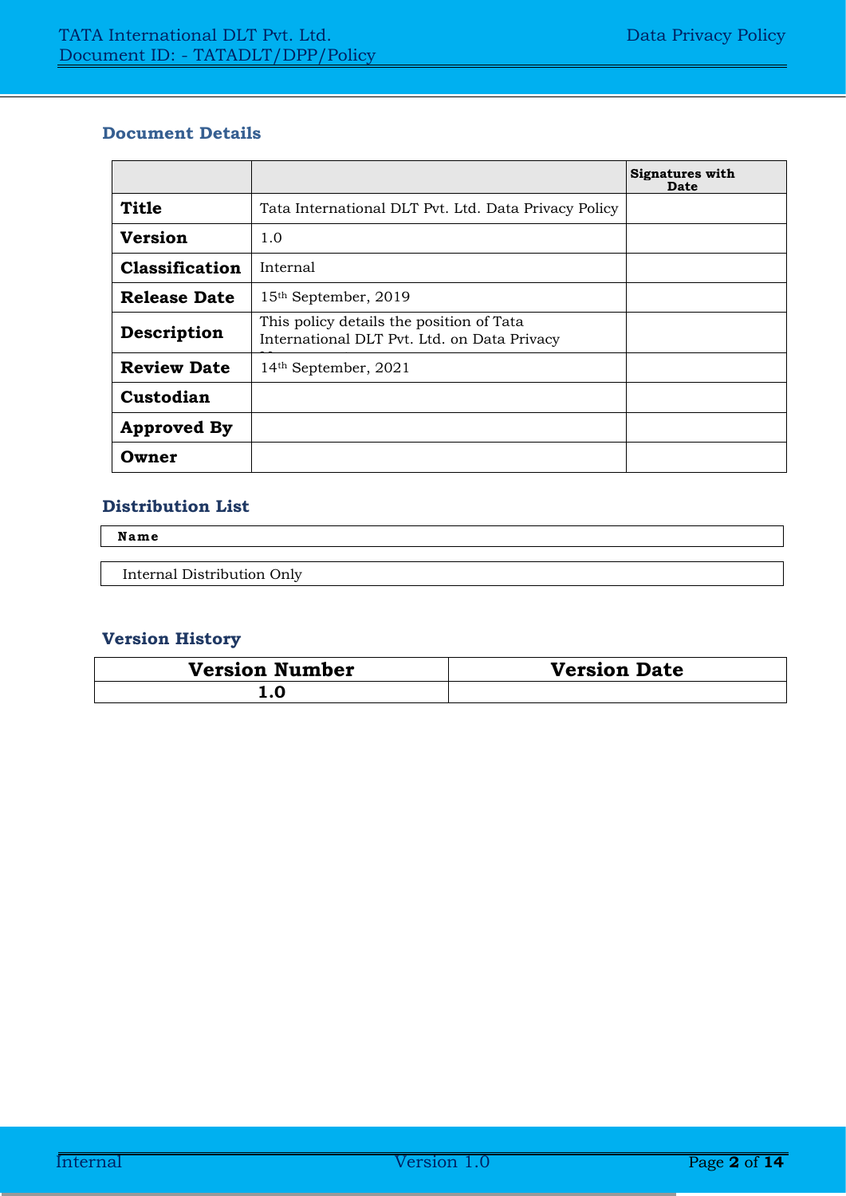### Document Details

| | | Signatures with Date |
|---|---|---|
| **Title** | Tata International DLT Pvt. Ltd. Data Privacy Policy | |
| **Version** | 1.0 | |
| **Classification** | Internal | |
| **Release Date** | 15th September, 2019 | |
| **Description** | This policy details the position of Tata International DLT Pvt. Ltd. on Data Privacy | |
| **Review Date** | 14th September, 2021 | |
| **Custodian** | | |
| **Approved By** | | |
| **Owner** | | |

### Distribution List

| Name |
|---|
| Internal Distribution Only |

### Version History

| Version Number | Version Date |
|---|---|
| 1.0 | |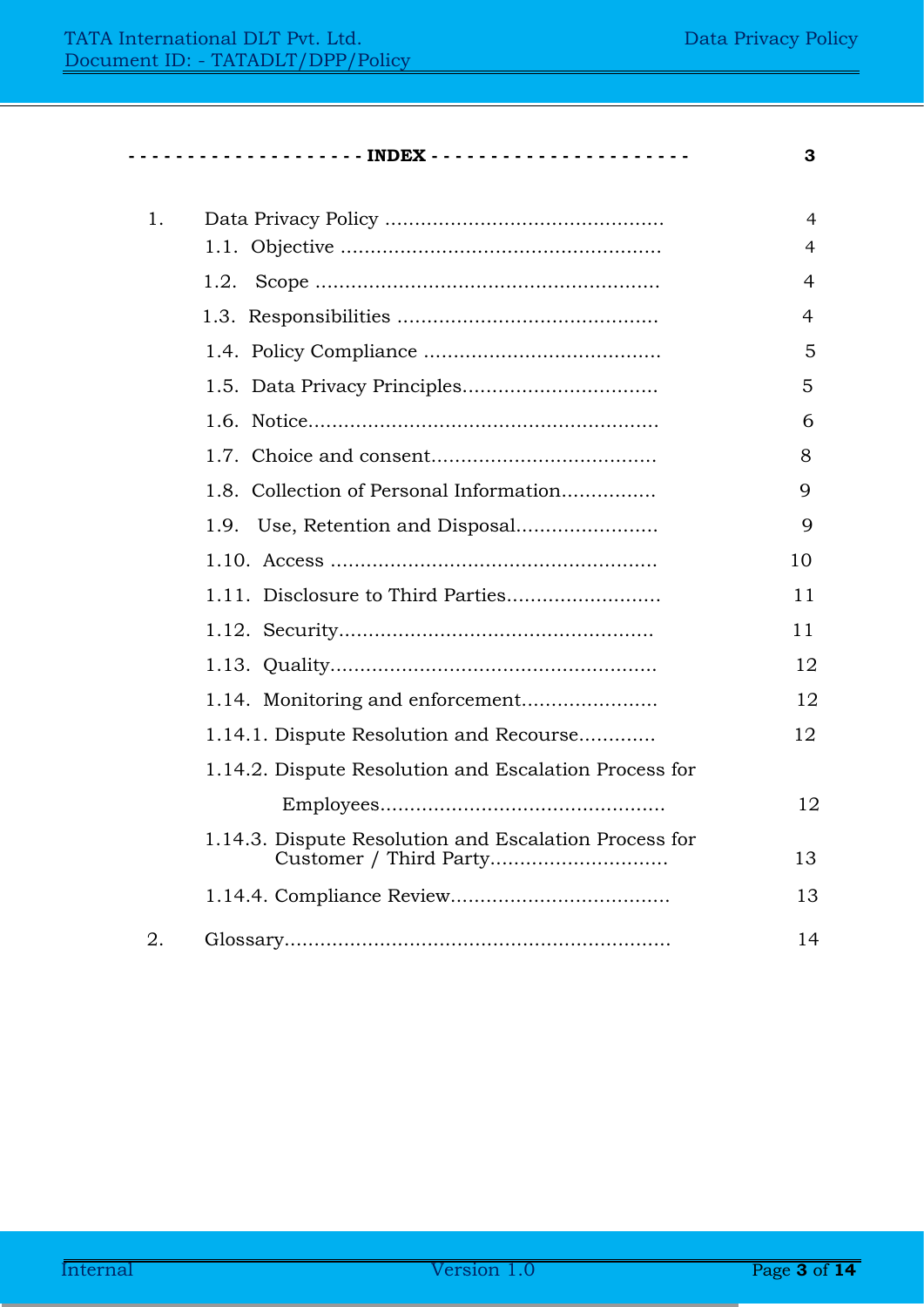## INDEX — 3

| | | |
|---|---|---|
| 1. | Data Privacy Policy | 4 |
| | 1.1. Objective | 4 |
| | 1.2. Scope | 4 |
| | 1.3. Responsibilities | 4 |
| | 1.4. Policy Compliance | 5 |
| | 1.5. Data Privacy Principles | 5 |
| | 1.6. Notice | 6 |
| | 1.7. Choice and consent | 8 |
| | 1.8. Collection of Personal Information | 9 |
| | 1.9. Use, Retention and Disposal | 9 |
| | 1.10. Access | 10 |
| | 1.11. Disclosure to Third Parties | 11 |
| | 1.12. Security | 11 |
| | 1.13. Quality | 12 |
| | 1.14. Monitoring and enforcement | 12 |
| | 1.14.1. Dispute Resolution and Recourse | 12 |
| | 1.14.2. Dispute Resolution and Escalation Process for Employees | 12 |
| | 1.14.3. Dispute Resolution and Escalation Process for Customer / Third Party | 13 |
| | 1.14.4. Compliance Review | 13 |
| 2. | Glossary | 14 |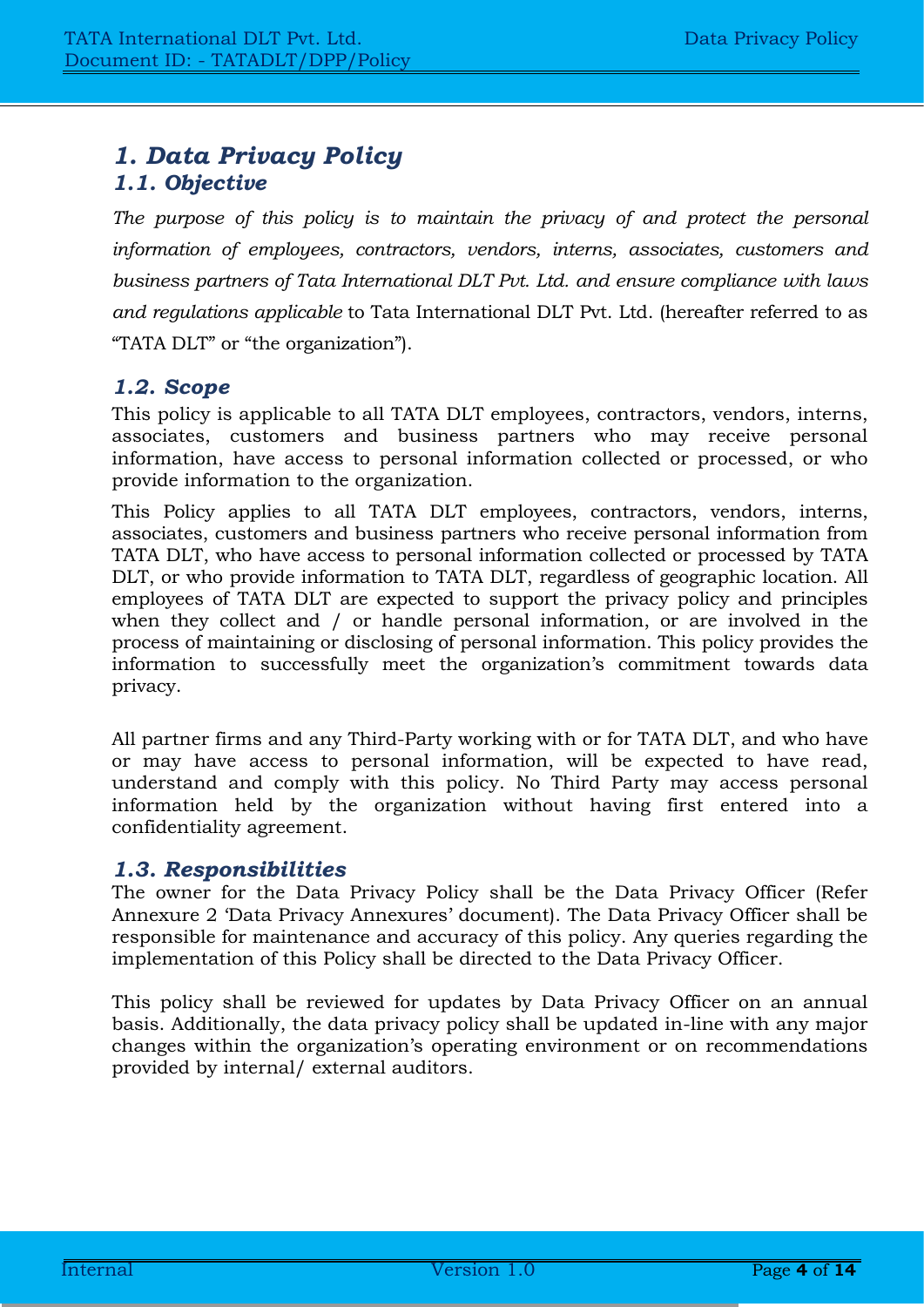# *1. Data Privacy Policy*

## *1.1. Objective*

*The purpose of this policy is to maintain the privacy of and protect the personal information of employees, contractors, vendors, interns, associates, customers and business partners of Tata International DLT Pvt. Ltd. and ensure compliance with laws and regulations applicable* to Tata International DLT Pvt. Ltd. (hereafter referred to as "TATA DLT" or "the organization").

## *1.2. Scope*

This policy is applicable to all TATA DLT employees, contractors, vendors, interns, associates, customers and business partners who may receive personal information, have access to personal information collected or processed, or who provide information to the organization.

This Policy applies to all TATA DLT employees, contractors, vendors, interns, associates, customers and business partners who receive personal information from TATA DLT, who have access to personal information collected or processed by TATA DLT, or who provide information to TATA DLT, regardless of geographic location. All employees of TATA DLT are expected to support the privacy policy and principles when they collect and / or handle personal information, or are involved in the process of maintaining or disclosing of personal information. This policy provides the information to successfully meet the organization's commitment towards data privacy.

All partner firms and any Third-Party working with or for TATA DLT, and who have or may have access to personal information, will be expected to have read, understand and comply with this policy. No Third Party may access personal information held by the organization without having first entered into a confidentiality agreement.

## *1.3. Responsibilities*

The owner for the Data Privacy Policy shall be the Data Privacy Officer (Refer Annexure 2 'Data Privacy Annexures' document). The Data Privacy Officer shall be responsible for maintenance and accuracy of this policy. Any queries regarding the implementation of this Policy shall be directed to the Data Privacy Officer.

This policy shall be reviewed for updates by Data Privacy Officer on an annual basis. Additionally, the data privacy policy shall be updated in-line with any major changes within the organization's operating environment or on recommendations provided by internal/ external auditors.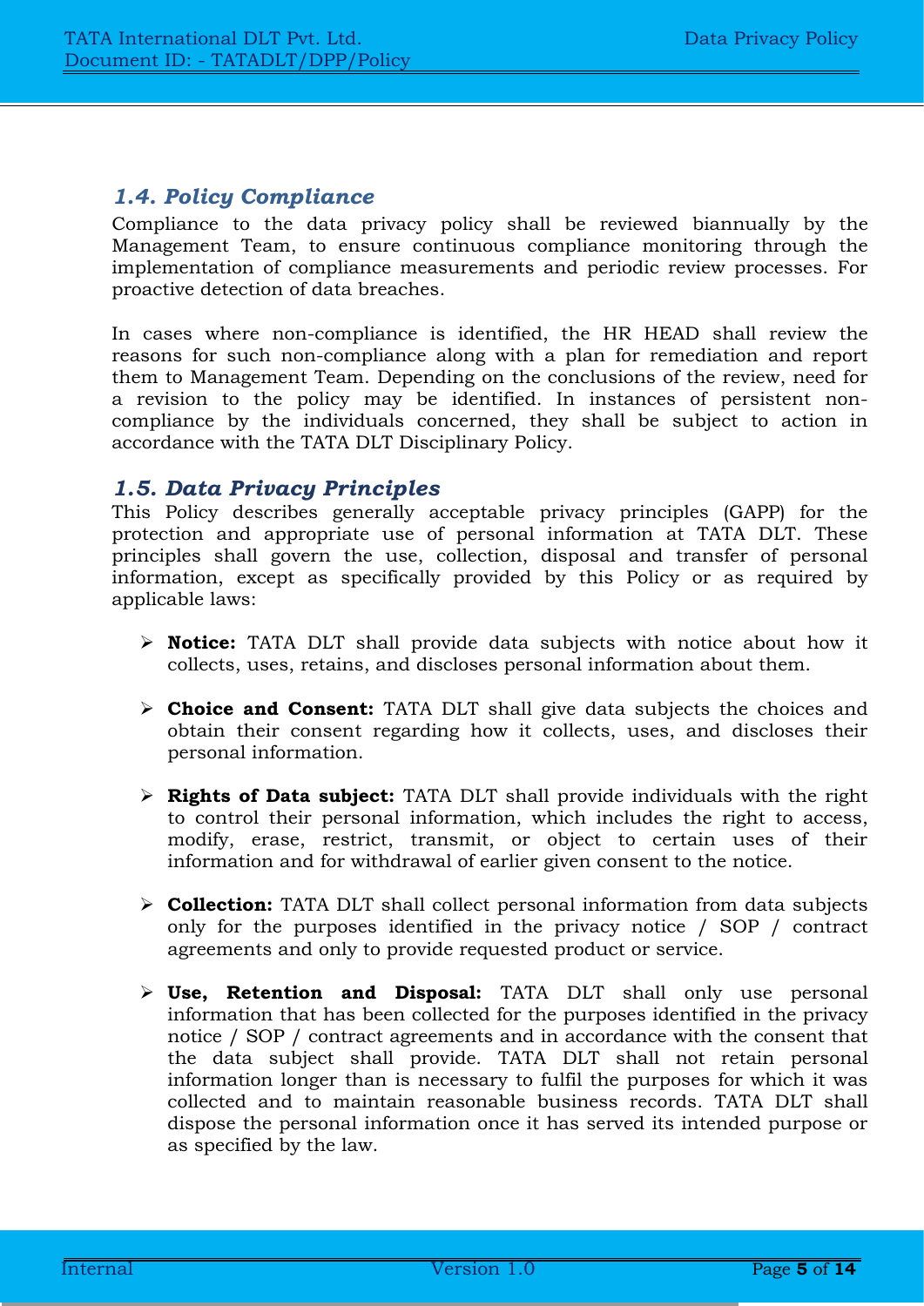### *1.4. Policy Compliance*

Compliance to the data privacy policy shall be reviewed biannually by the Management Team, to ensure continuous compliance monitoring through the implementation of compliance measurements and periodic review processes. For proactive detection of data breaches.

In cases where non-compliance is identified, the HR HEAD shall review the reasons for such non-compliance along with a plan for remediation and report them to Management Team. Depending on the conclusions of the review, need for a revision to the policy may be identified. In instances of persistent non-compliance by the individuals concerned, they shall be subject to action in accordance with the TATA DLT Disciplinary Policy.

### *1.5. Data Privacy Principles*

This Policy describes generally acceptable privacy principles (GAPP) for the protection and appropriate use of personal information at TATA DLT. These principles shall govern the use, collection, disposal and transfer of personal information, except as specifically provided by this Policy or as required by applicable laws:

- **Notice:** TATA DLT shall provide data subjects with notice about how it collects, uses, retains, and discloses personal information about them.

- **Choice and Consent:** TATA DLT shall give data subjects the choices and obtain their consent regarding how it collects, uses, and discloses their personal information.

- **Rights of Data subject:** TATA DLT shall provide individuals with the right to control their personal information, which includes the right to access, modify, erase, restrict, transmit, or object to certain uses of their information and for withdrawal of earlier given consent to the notice.

- **Collection:** TATA DLT shall collect personal information from data subjects only for the purposes identified in the privacy notice / SOP / contract agreements and only to provide requested product or service.

- **Use, Retention and Disposal:** TATA DLT shall only use personal information that has been collected for the purposes identified in the privacy notice / SOP / contract agreements and in accordance with the consent that the data subject shall provide. TATA DLT shall not retain personal information longer than is necessary to fulfil the purposes for which it was collected and to maintain reasonable business records. TATA DLT shall dispose the personal information once it has served its intended purpose or as specified by the law.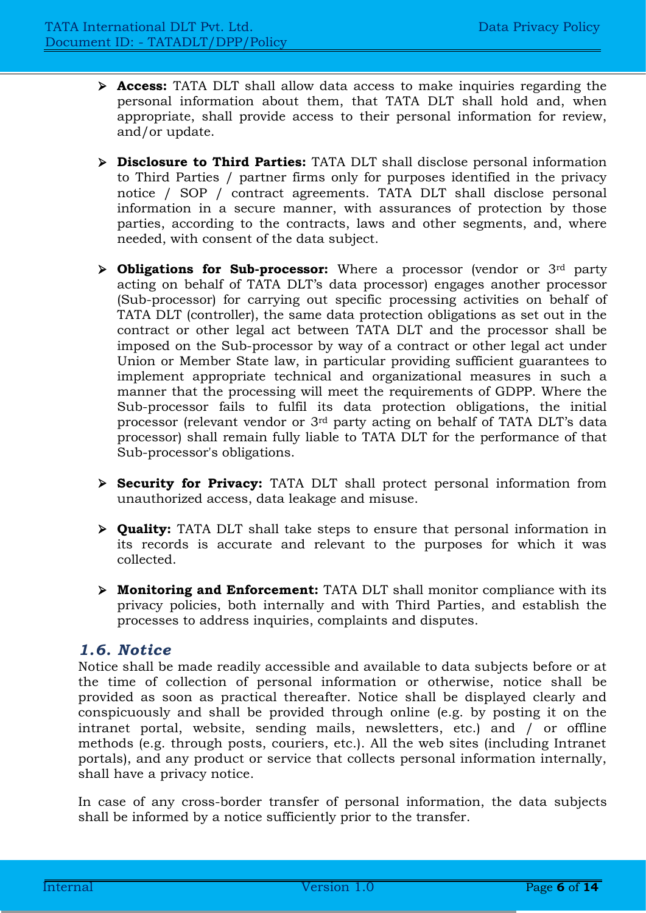- **Access:** TATA DLT shall allow data access to make inquiries regarding the personal information about them, that TATA DLT shall hold and, when appropriate, shall provide access to their personal information for review, and/or update.

- **Disclosure to Third Parties:** TATA DLT shall disclose personal information to Third Parties / partner firms only for purposes identified in the privacy notice / SOP / contract agreements. TATA DLT shall disclose personal information in a secure manner, with assurances of protection by those parties, according to the contracts, laws and other segments, and, where needed, with consent of the data subject.

- **Obligations for Sub-processor:** Where a processor (vendor or 3rd party acting on behalf of TATA DLT's data processor) engages another processor (Sub-processor) for carrying out specific processing activities on behalf of TATA DLT (controller), the same data protection obligations as set out in the contract or other legal act between TATA DLT and the processor shall be imposed on the Sub-processor by way of a contract or other legal act under Union or Member State law, in particular providing sufficient guarantees to implement appropriate technical and organizational measures in such a manner that the processing will meet the requirements of GDPP. Where the Sub-processor fails to fulfil its data protection obligations, the initial processor (relevant vendor or 3rd party acting on behalf of TATA DLT's data processor) shall remain fully liable to TATA DLT for the performance of that Sub-processor's obligations.

- **Security for Privacy:** TATA DLT shall protect personal information from unauthorized access, data leakage and misuse.

- **Quality:** TATA DLT shall take steps to ensure that personal information in its records is accurate and relevant to the purposes for which it was collected.

- **Monitoring and Enforcement:** TATA DLT shall monitor compliance with its privacy policies, both internally and with Third Parties, and establish the processes to address inquiries, complaints and disputes.

### *1.6. Notice*

Notice shall be made readily accessible and available to data subjects before or at the time of collection of personal information or otherwise, notice shall be provided as soon as practical thereafter. Notice shall be displayed clearly and conspicuously and shall be provided through online (e.g. by posting it on the intranet portal, website, sending mails, newsletters, etc.) and / or offline methods (e.g. through posts, couriers, etc.). All the web sites (including Intranet portals), and any product or service that collects personal information internally, shall have a privacy notice.

In case of any cross-border transfer of personal information, the data subjects shall be informed by a notice sufficiently prior to the transfer.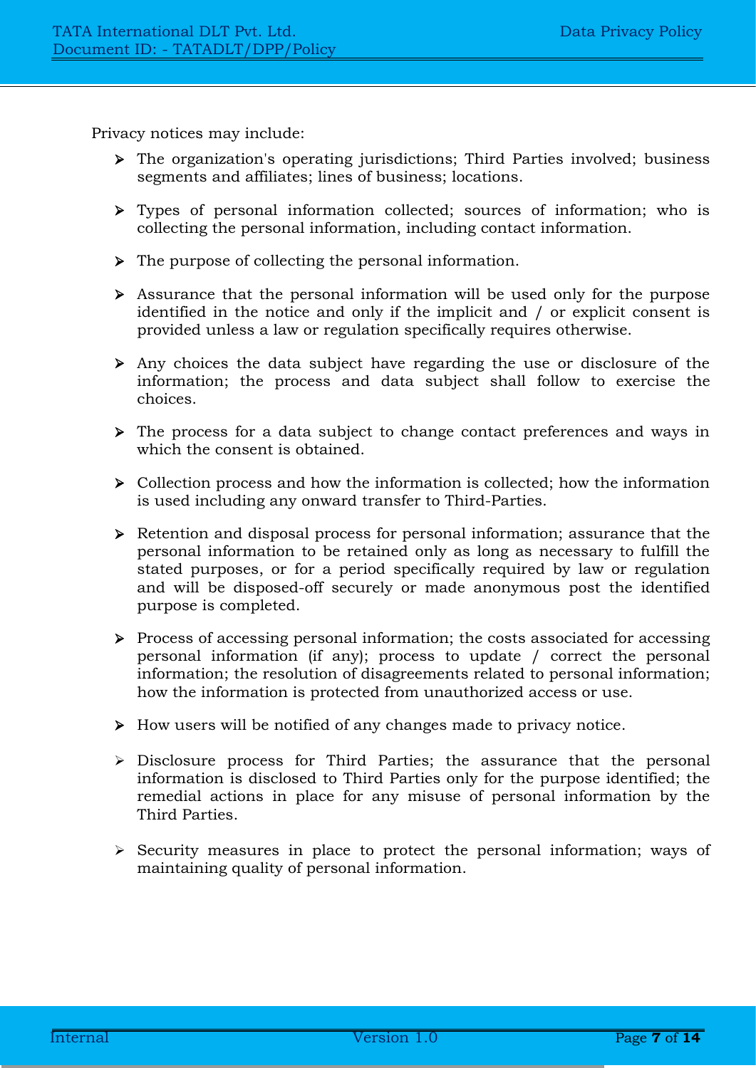Privacy notices may include:

- The organization's operating jurisdictions; Third Parties involved; business segments and affiliates; lines of business; locations.

- Types of personal information collected; sources of information; who is collecting the personal information, including contact information.

- The purpose of collecting the personal information.

- Assurance that the personal information will be used only for the purpose identified in the notice and only if the implicit and / or explicit consent is provided unless a law or regulation specifically requires otherwise.

- Any choices the data subject have regarding the use or disclosure of the information; the process and data subject shall follow to exercise the choices.

- The process for a data subject to change contact preferences and ways in which the consent is obtained.

- Collection process and how the information is collected; how the information is used including any onward transfer to Third-Parties.

- Retention and disposal process for personal information; assurance that the personal information to be retained only as long as necessary to fulfill the stated purposes, or for a period specifically required by law or regulation and will be disposed-off securely or made anonymous post the identified purpose is completed.

- Process of accessing personal information; the costs associated for accessing personal information (if any); process to update / correct the personal information; the resolution of disagreements related to personal information; how the information is protected from unauthorized access or use.

- How users will be notified of any changes made to privacy notice.

- Disclosure process for Third Parties; the assurance that the personal information is disclosed to Third Parties only for the purpose identified; the remedial actions in place for any misuse of personal information by the Third Parties.

- Security measures in place to protect the personal information; ways of maintaining quality of personal information.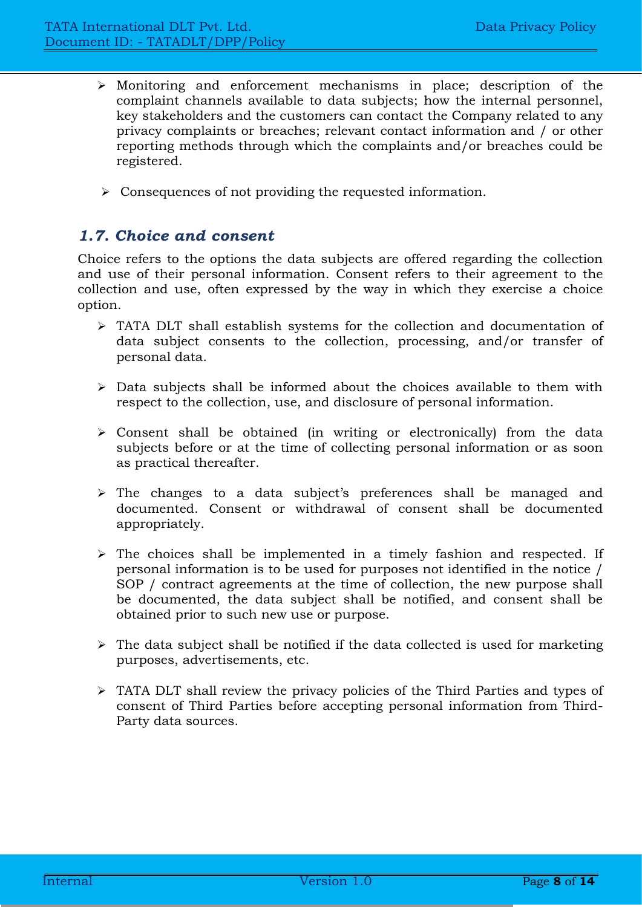- Monitoring and enforcement mechanisms in place; description of the complaint channels available to data subjects; how the internal personnel, key stakeholders and the customers can contact the Company related to any privacy complaints or breaches; relevant contact information and / or other reporting methods through which the complaints and/or breaches could be registered.

- Consequences of not providing the requested information.

### *1.7. Choice and consent*

Choice refers to the options the data subjects are offered regarding the collection and use of their personal information. Consent refers to their agreement to the collection and use, often expressed by the way in which they exercise a choice option.

- TATA DLT shall establish systems for the collection and documentation of data subject consents to the collection, processing, and/or transfer of personal data.

- Data subjects shall be informed about the choices available to them with respect to the collection, use, and disclosure of personal information.

- Consent shall be obtained (in writing or electronically) from the data subjects before or at the time of collecting personal information or as soon as practical thereafter.

- The changes to a data subject's preferences shall be managed and documented. Consent or withdrawal of consent shall be documented appropriately.

- The choices shall be implemented in a timely fashion and respected. If personal information is to be used for purposes not identified in the notice / SOP / contract agreements at the time of collection, the new purpose shall be documented, the data subject shall be notified, and consent shall be obtained prior to such new use or purpose.

- The data subject shall be notified if the data collected is used for marketing purposes, advertisements, etc.

- TATA DLT shall review the privacy policies of the Third Parties and types of consent of Third Parties before accepting personal information from Third-Party data sources.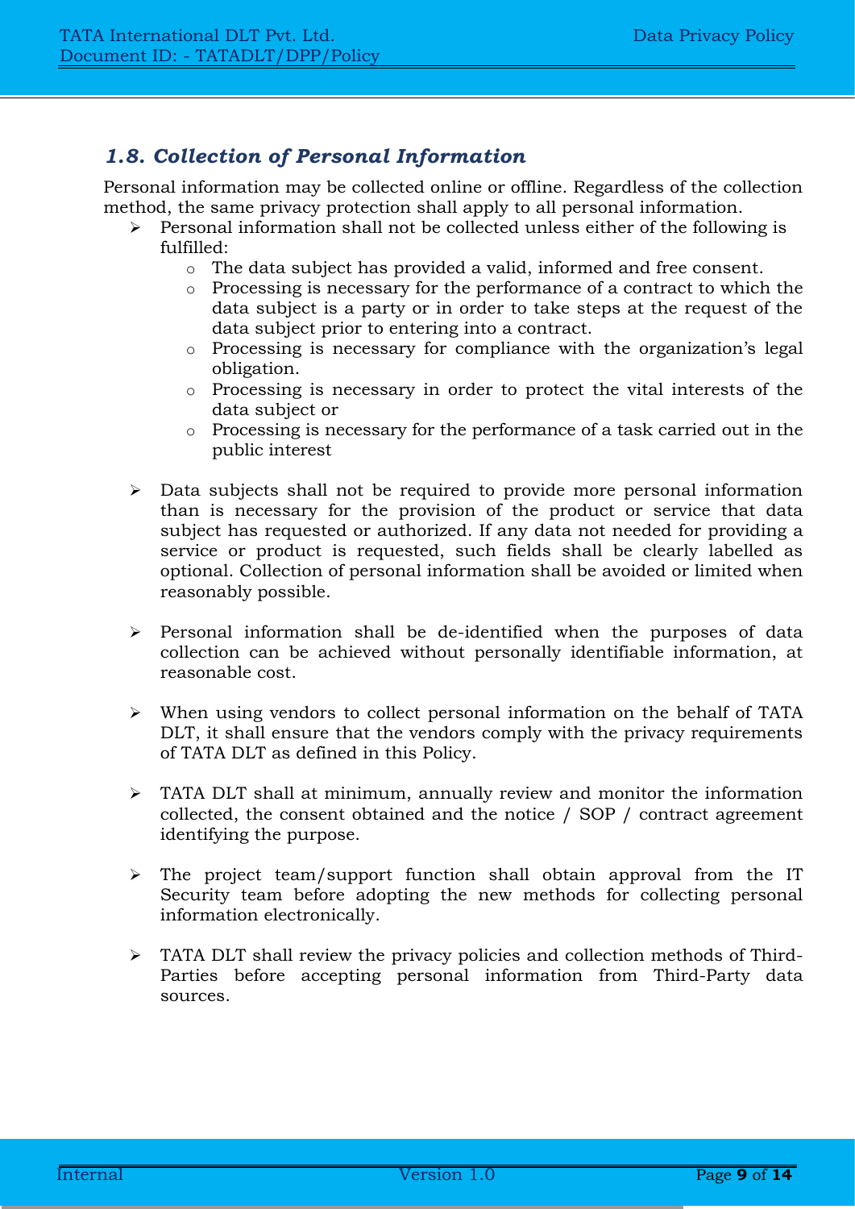### *1.8. Collection of Personal Information*

Personal information may be collected online or offline. Regardless of the collection method, the same privacy protection shall apply to all personal information.

- Personal information shall not be collected unless either of the following is fulfilled:
  - The data subject has provided a valid, informed and free consent.
  - Processing is necessary for the performance of a contract to which the data subject is a party or in order to take steps at the request of the data subject prior to entering into a contract.
  - Processing is necessary for compliance with the organization's legal obligation.
  - Processing is necessary in order to protect the vital interests of the data subject or
  - Processing is necessary for the performance of a task carried out in the public interest

- Data subjects shall not be required to provide more personal information than is necessary for the provision of the product or service that data subject has requested or authorized. If any data not needed for providing a service or product is requested, such fields shall be clearly labelled as optional. Collection of personal information shall be avoided or limited when reasonably possible.

- Personal information shall be de-identified when the purposes of data collection can be achieved without personally identifiable information, at reasonable cost.

- When using vendors to collect personal information on the behalf of TATA DLT, it shall ensure that the vendors comply with the privacy requirements of TATA DLT as defined in this Policy.

- TATA DLT shall at minimum, annually review and monitor the information collected, the consent obtained and the notice / SOP / contract agreement identifying the purpose.

- The project team/support function shall obtain approval from the IT Security team before adopting the new methods for collecting personal information electronically.

- TATA DLT shall review the privacy policies and collection methods of Third-Parties before accepting personal information from Third-Party data sources.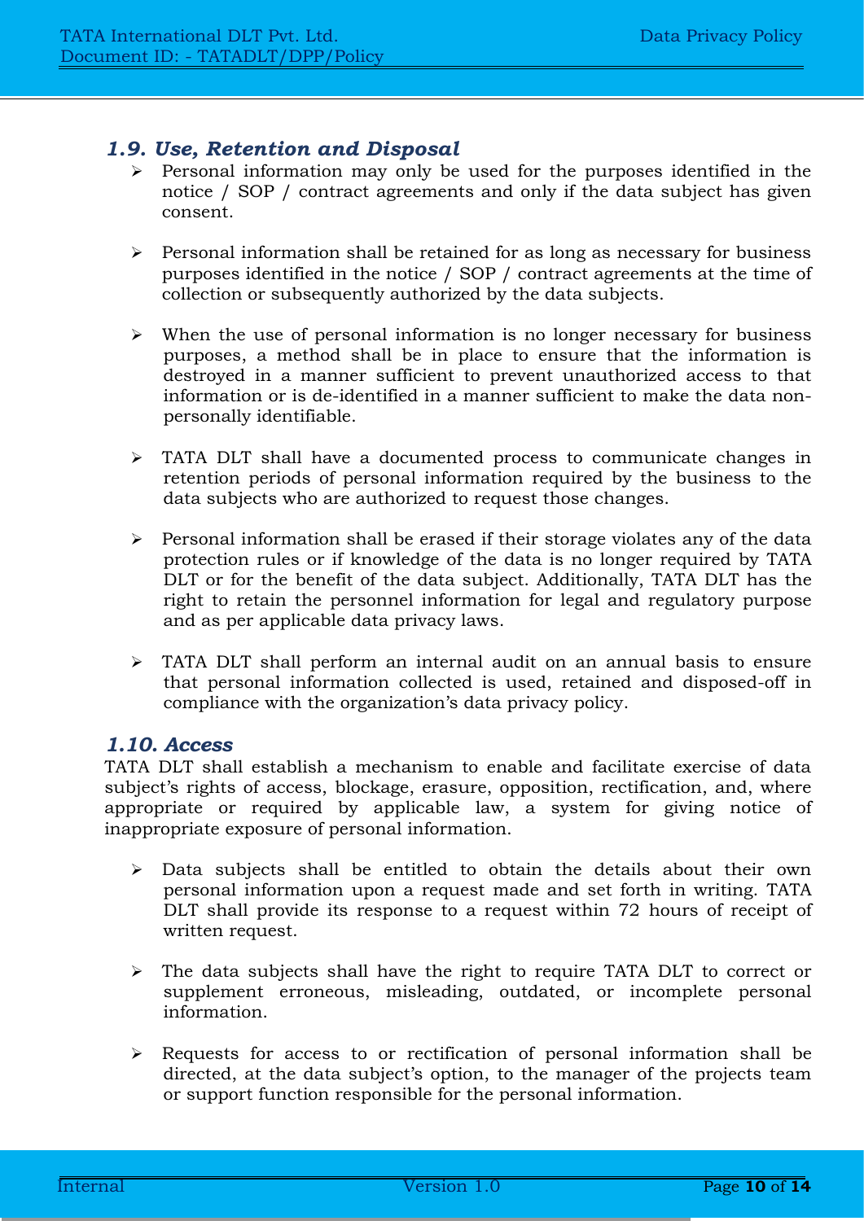### *1.9. Use, Retention and Disposal*

- Personal information may only be used for the purposes identified in the notice / SOP / contract agreements and only if the data subject has given consent.

- Personal information shall be retained for as long as necessary for business purposes identified in the notice / SOP / contract agreements at the time of collection or subsequently authorized by the data subjects.

- When the use of personal information is no longer necessary for business purposes, a method shall be in place to ensure that the information is destroyed in a manner sufficient to prevent unauthorized access to that information or is de-identified in a manner sufficient to make the data non-personally identifiable.

- TATA DLT shall have a documented process to communicate changes in retention periods of personal information required by the business to the data subjects who are authorized to request those changes.

- Personal information shall be erased if their storage violates any of the data protection rules or if knowledge of the data is no longer required by TATA DLT or for the benefit of the data subject. Additionally, TATA DLT has the right to retain the personnel information for legal and regulatory purpose and as per applicable data privacy laws.

- TATA DLT shall perform an internal audit on an annual basis to ensure that personal information collected is used, retained and disposed-off in compliance with the organization's data privacy policy.

### *1.10. Access*

TATA DLT shall establish a mechanism to enable and facilitate exercise of data subject's rights of access, blockage, erasure, opposition, rectification, and, where appropriate or required by applicable law, a system for giving notice of inappropriate exposure of personal information.

- Data subjects shall be entitled to obtain the details about their own personal information upon a request made and set forth in writing. TATA DLT shall provide its response to a request within 72 hours of receipt of written request.

- The data subjects shall have the right to require TATA DLT to correct or supplement erroneous, misleading, outdated, or incomplete personal information.

- Requests for access to or rectification of personal information shall be directed, at the data subject's option, to the manager of the projects team or support function responsible for the personal information.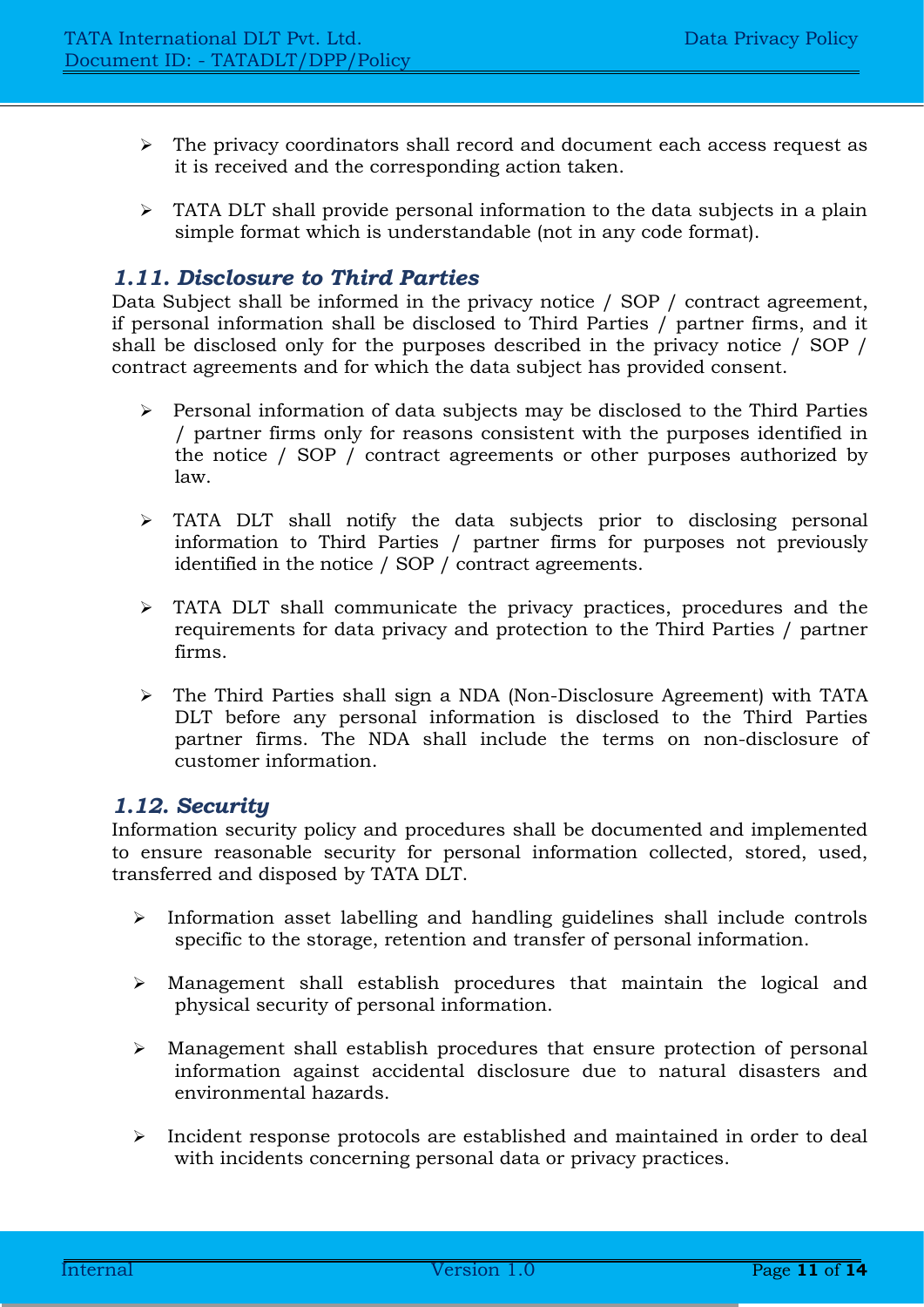- The privacy coordinators shall record and document each access request as it is received and the corresponding action taken.

- TATA DLT shall provide personal information to the data subjects in a plain simple format which is understandable (not in any code format).

### *1.11. Disclosure to Third Parties*

Data Subject shall be informed in the privacy notice / SOP / contract agreement, if personal information shall be disclosed to Third Parties / partner firms, and it shall be disclosed only for the purposes described in the privacy notice / SOP / contract agreements and for which the data subject has provided consent.

- Personal information of data subjects may be disclosed to the Third Parties / partner firms only for reasons consistent with the purposes identified in the notice / SOP / contract agreements or other purposes authorized by law.

- TATA DLT shall notify the data subjects prior to disclosing personal information to Third Parties / partner firms for purposes not previously identified in the notice / SOP / contract agreements.

- TATA DLT shall communicate the privacy practices, procedures and the requirements for data privacy and protection to the Third Parties / partner firms.

- The Third Parties shall sign a NDA (Non-Disclosure Agreement) with TATA DLT before any personal information is disclosed to the Third Parties partner firms. The NDA shall include the terms on non-disclosure of customer information.

### *1.12. Security*

Information security policy and procedures shall be documented and implemented to ensure reasonable security for personal information collected, stored, used, transferred and disposed by TATA DLT.

- Information asset labelling and handling guidelines shall include controls specific to the storage, retention and transfer of personal information.

- Management shall establish procedures that maintain the logical and physical security of personal information.

- Management shall establish procedures that ensure protection of personal information against accidental disclosure due to natural disasters and environmental hazards.

- Incident response protocols are established and maintained in order to deal with incidents concerning personal data or privacy practices.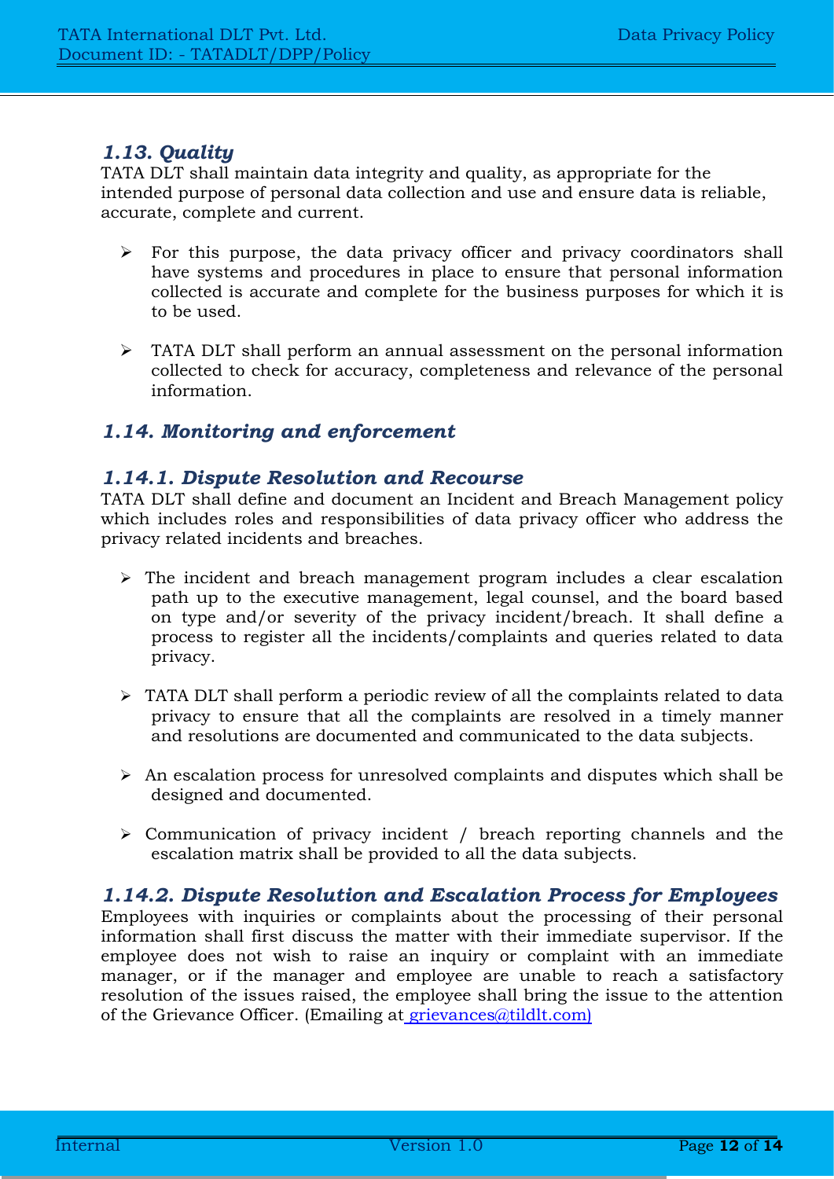### *1.13. Quality*

TATA DLT shall maintain data integrity and quality, as appropriate for the intended purpose of personal data collection and use and ensure data is reliable, accurate, complete and current.

- For this purpose, the data privacy officer and privacy coordinators shall have systems and procedures in place to ensure that personal information collected is accurate and complete for the business purposes for which it is to be used.
- TATA DLT shall perform an annual assessment on the personal information collected to check for accuracy, completeness and relevance of the personal information.

### *1.14. Monitoring and enforcement*

#### *1.14.1. Dispute Resolution and Recourse*

TATA DLT shall define and document an Incident and Breach Management policy which includes roles and responsibilities of data privacy officer who address the privacy related incidents and breaches.

- The incident and breach management program includes a clear escalation path up to the executive management, legal counsel, and the board based on type and/or severity of the privacy incident/breach. It shall define a process to register all the incidents/complaints and queries related to data privacy.
- TATA DLT shall perform a periodic review of all the complaints related to data privacy to ensure that all the complaints are resolved in a timely manner and resolutions are documented and communicated to the data subjects.
- An escalation process for unresolved complaints and disputes which shall be designed and documented.
- Communication of privacy incident / breach reporting channels and the escalation matrix shall be provided to all the data subjects.

#### *1.14.2. Dispute Resolution and Escalation Process for Employees*

Employees with inquiries or complaints about the processing of their personal information shall first discuss the matter with their immediate supervisor. If the employee does not wish to raise an inquiry or complaint with an immediate manager, or if the manager and employee are unable to reach a satisfactory resolution of the issues raised, the employee shall bring the issue to the attention of the Grievance Officer. (Emailing at grievances@tildlt.com)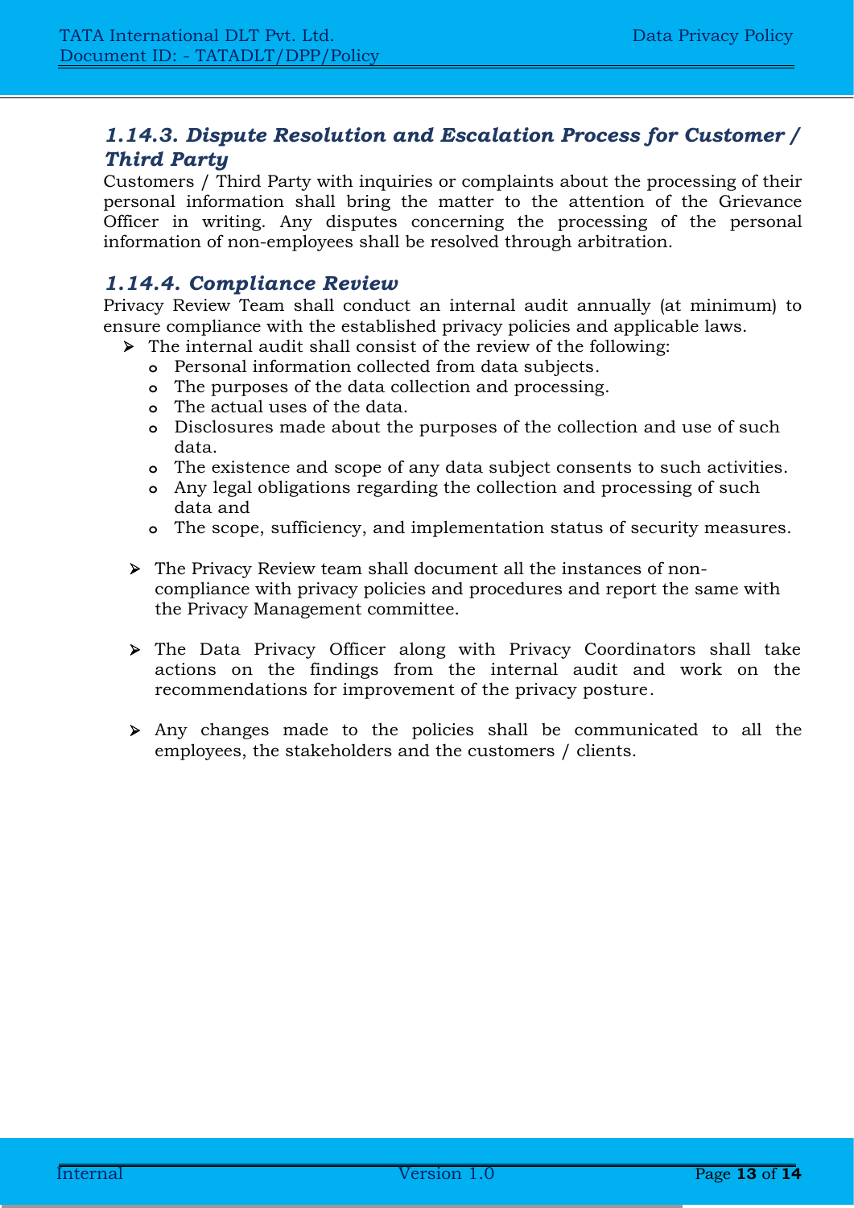### *1.14.3. Dispute Resolution and Escalation Process for Customer / Third Party*

Customers / Third Party with inquiries or complaints about the processing of their personal information shall bring the matter to the attention of the Grievance Officer in writing. Any disputes concerning the processing of the personal information of non-employees shall be resolved through arbitration.

### *1.14.4. Compliance Review*

Privacy Review Team shall conduct an internal audit annually (at minimum) to ensure compliance with the established privacy policies and applicable laws.

- The internal audit shall consist of the review of the following:
  - Personal information collected from data subjects.
  - The purposes of the data collection and processing.
  - The actual uses of the data.
  - Disclosures made about the purposes of the collection and use of such data.
  - The existence and scope of any data subject consents to such activities.
  - Any legal obligations regarding the collection and processing of such data and
  - The scope, sufficiency, and implementation status of security measures.

- The Privacy Review team shall document all the instances of non-compliance with privacy policies and procedures and report the same with the Privacy Management committee.

- The Data Privacy Officer along with Privacy Coordinators shall take actions on the findings from the internal audit and work on the recommendations for improvement of the privacy posture.

- Any changes made to the policies shall be communicated to all the employees, the stakeholders and the customers / clients.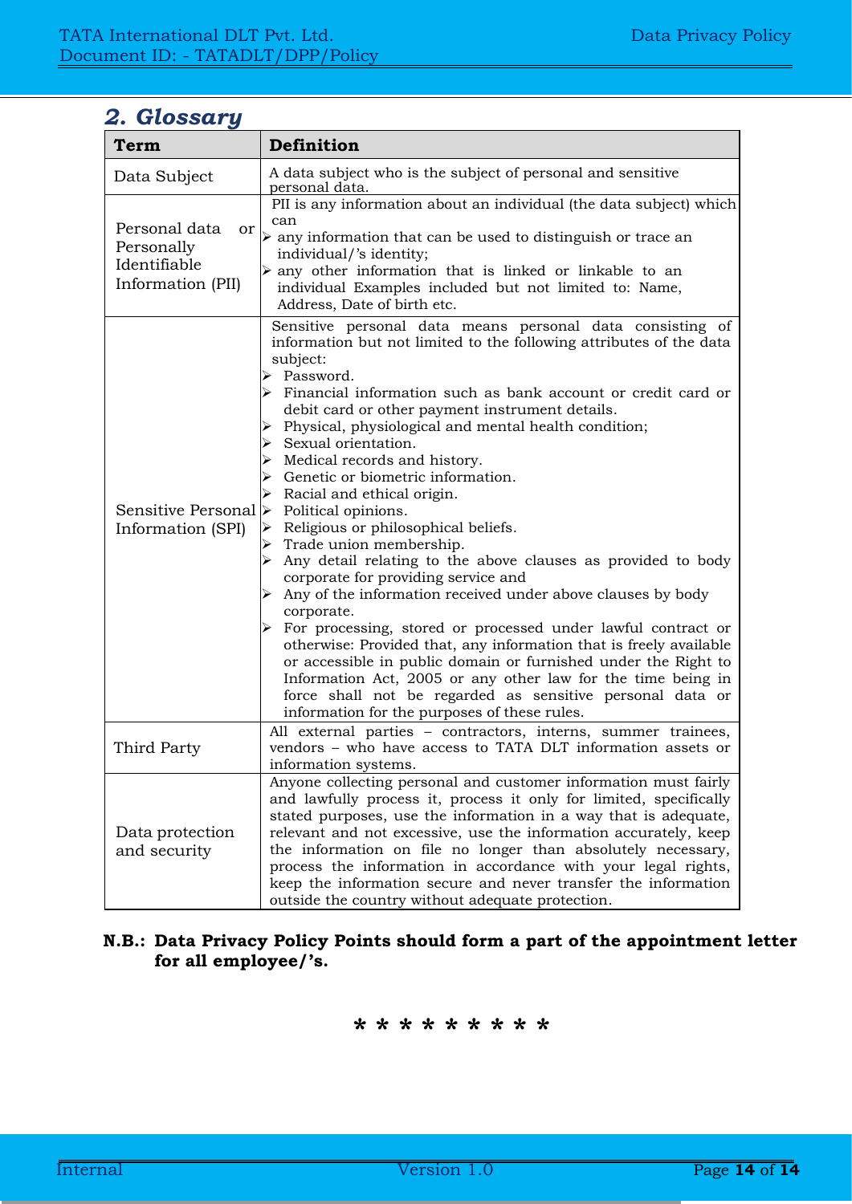## *2. Glossary*

| Term | Definition |
|---|---|
| Data Subject | A data subject who is the subject of personal and sensitive personal data. |
| Personal data or Personally Identifiable Information (PII) | PII is any information about an individual (the data subject) which can<br>➢ any information that can be used to distinguish or trace an individual/'s identity;<br>➢ any other information that is linked or linkable to an individual Examples included but not limited to: Name, Address, Date of birth etc. |
| Sensitive Personal Information (SPI) | Sensitive personal data means personal data consisting of information but not limited to the following attributes of the data subject:<br>➢ Password.<br>➢ Financial information such as bank account or credit card or debit card or other payment instrument details.<br>➢ Physical, physiological and mental health condition;<br>➢ Sexual orientation.<br>➢ Medical records and history.<br>➢ Genetic or biometric information.<br>➢ Racial and ethical origin.<br>➢ Political opinions.<br>➢ Religious or philosophical beliefs.<br>➢ Trade union membership.<br>➢ Any detail relating to the above clauses as provided to body corporate for providing service and<br>➢ Any of the information received under above clauses by body corporate.<br>➢ For processing, stored or processed under lawful contract or otherwise: Provided that, any information that is freely available or accessible in public domain or furnished under the Right to Information Act, 2005 or any other law for the time being in force shall not be regarded as sensitive personal data or information for the purposes of these rules. |
| Third Party | All external parties – contractors, interns, summer trainees, vendors – who have access to TATA DLT information assets or information systems. |
| Data protection and security | Anyone collecting personal and customer information must fairly and lawfully process it, process it only for limited, specifically stated purposes, use the information in a way that is adequate, relevant and not excessive, use the information accurately, keep the information on file no longer than absolutely necessary, process the information in accordance with your legal rights, keep the information secure and never transfer the information outside the country without adequate protection. |

**N.B.: Data Privacy Policy Points should form a part of the appointment letter for all employee/'s.**

**\* \* \* \* \* \* \* \* \***